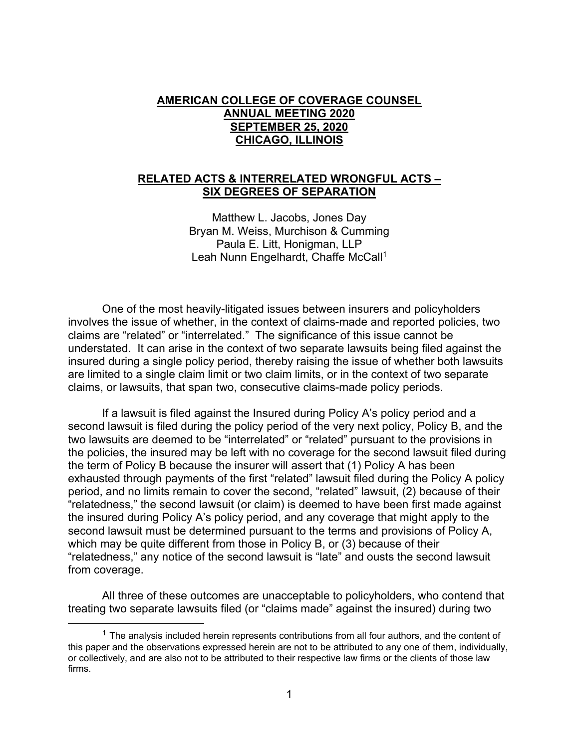**AMERICAN COLLEGE OF COVERAGE COUNSEL**
**ANNUAL MEETING 2020**
**SEPTEMBER 25, 2020**
**CHICAGO, ILLINOIS**

# RELATED ACTS & INTERRELATED WRONGFUL ACTS – SIX DEGREES OF SEPARATION

Matthew L. Jacobs, Jones Day
Bryan M. Weiss, Murchison & Cumming
Paula E. Litt, Honigman, LLP
Leah Nunn Engelhardt, Chaffe McCall[1]

One of the most heavily-litigated issues between insurers and policyholders involves the issue of whether, in the context of claims-made and reported policies, two claims are "related" or "interrelated." The significance of this issue cannot be understated. It can arise in the context of two separate lawsuits being filed against the insured during a single policy period, thereby raising the issue of whether both lawsuits are limited to a single claim limit or two claim limits, or in the context of two separate claims, or lawsuits, that span two, consecutive claims-made policy periods.

If a lawsuit is filed against the Insured during Policy A's policy period and a second lawsuit is filed during the policy period of the very next policy, Policy B, and the two lawsuits are deemed to be "interrelated" or "related" pursuant to the provisions in the policies, the insured may be left with no coverage for the second lawsuit filed during the term of Policy B because the insurer will assert that (1) Policy A has been exhausted through payments of the first "related" lawsuit filed during the Policy A policy period, and no limits remain to cover the second, "related" lawsuit, (2) because of their "relatedness," the second lawsuit (or claim) is deemed to have been first made against the insured during Policy A's policy period, and any coverage that might apply to the second lawsuit must be determined pursuant to the terms and provisions of Policy A, which may be quite different from those in Policy B, or (3) because of their "relatedness," any notice of the second lawsuit is "late" and ousts the second lawsuit from coverage.

All three of these outcomes are unacceptable to policyholders, who contend that treating two separate lawsuits filed (or "claims made" against the insured) during two

[1] The analysis included herein represents contributions from all four authors, and the content of this paper and the observations expressed herein are not to be attributed to any one of them, individually, or collectively, and are also not to be attributed to their respective law firms or the clients of those law firms.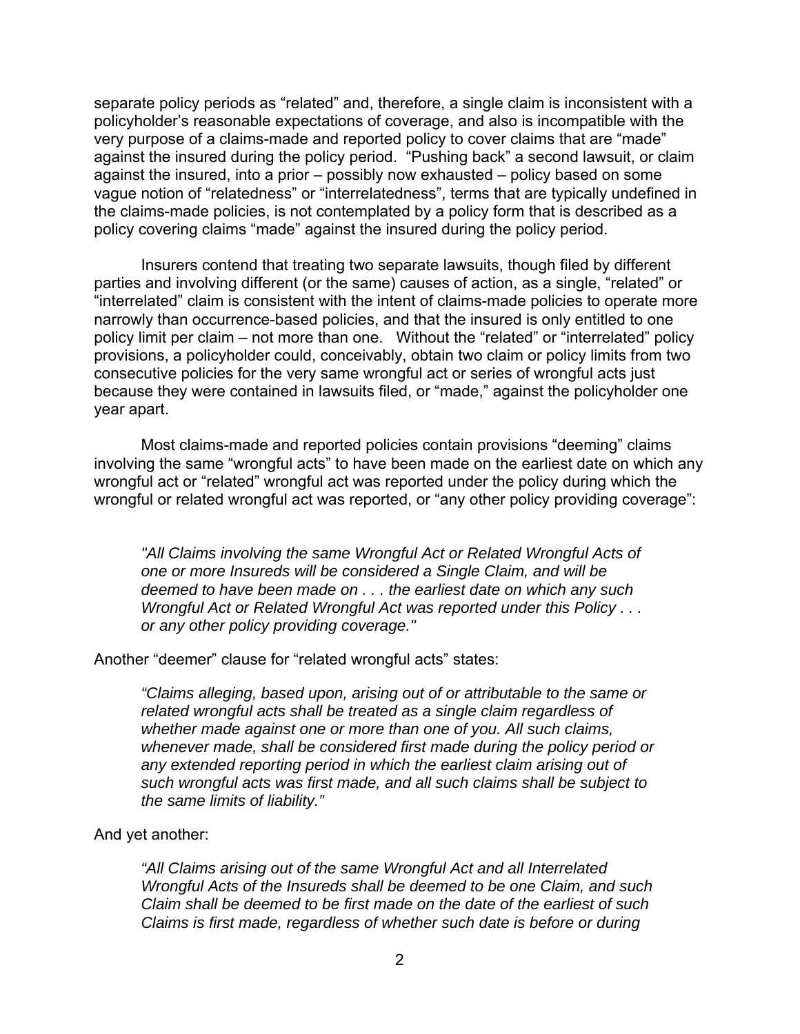separate policy periods as “related” and, therefore, a single claim is inconsistent with a policyholder’s reasonable expectations of coverage, and also is incompatible with the very purpose of a claims-made and reported policy to cover claims that are “made” against the insured during the policy period. “Pushing back” a second lawsuit, or claim against the insured, into a prior – possibly now exhausted – policy based on some vague notion of “relatedness” or “interrelatedness”, terms that are typically undefined in the claims-made policies, is not contemplated by a policy form that is described as a policy covering claims “made” against the insured during the policy period.

Insurers contend that treating two separate lawsuits, though filed by different parties and involving different (or the same) causes of action, as a single, “related” or “interrelated” claim is consistent with the intent of claims-made policies to operate more narrowly than occurrence-based policies, and that the insured is only entitled to one policy limit per claim – not more than one. Without the “related” or “interrelated” policy provisions, a policyholder could, conceivably, obtain two claim or policy limits from two consecutive policies for the very same wrongful act or series of wrongful acts just because they were contained in lawsuits filed, or “made,” against the policyholder one year apart.

Most claims-made and reported policies contain provisions “deeming” claims involving the same “wrongful acts” to have been made on the earliest date on which any wrongful act or “related” wrongful act was reported under the policy during which the wrongful or related wrongful act was reported, or “any other policy providing coverage”:

> *"All Claims involving the same Wrongful Act or Related Wrongful Acts of one or more Insureds will be considered a Single Claim, and will be deemed to have been made on . . . the earliest date on which any such Wrongful Act or Related Wrongful Act was reported under this Policy . . . or any other policy providing coverage."*

Another “deemer” clause for “related wrongful acts” states:

> *“Claims alleging, based upon, arising out of or attributable to the same or related wrongful acts shall be treated as a single claim regardless of whether made against one or more than one of you. All such claims, whenever made, shall be considered first made during the policy period or any extended reporting period in which the earliest claim arising out of such wrongful acts was first made, and all such claims shall be subject to the same limits of liability.”*

And yet another:

> *“All Claims arising out of the same Wrongful Act and all Interrelated Wrongful Acts of the Insureds shall be deemed to be one Claim, and such Claim shall be deemed to be first made on the date of the earliest of such Claims is first made, regardless of whether such date is before or during*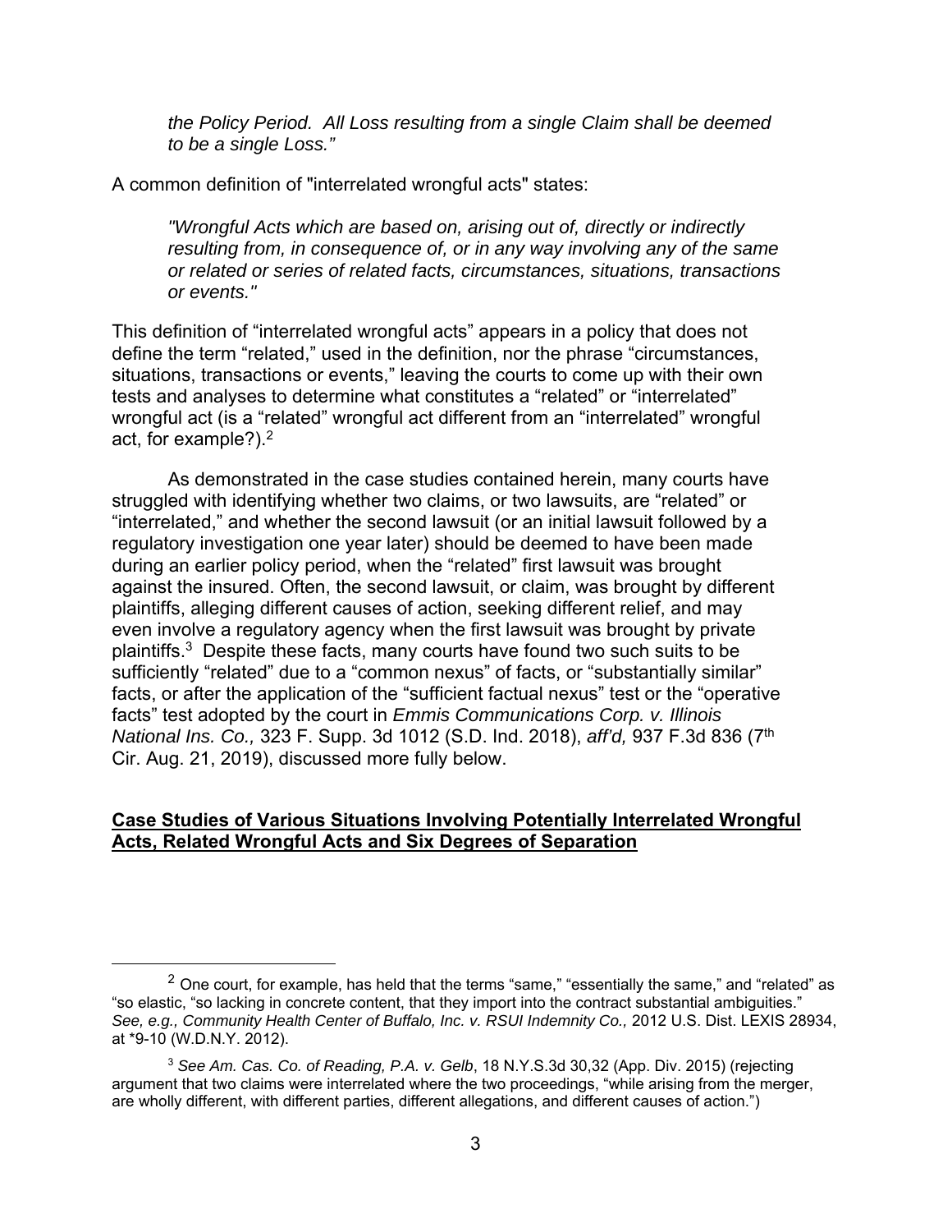*the Policy Period. All Loss resulting from a single Claim shall be deemed to be a single Loss."*

A common definition of "interrelated wrongful acts" states:

> *"Wrongful Acts which are based on, arising out of, directly or indirectly resulting from, in consequence of, or in any way involving any of the same or related or series of related facts, circumstances, situations, transactions or events."*

This definition of "interrelated wrongful acts" appears in a policy that does not define the term "related," used in the definition, nor the phrase "circumstances, situations, transactions or events," leaving the courts to come up with their own tests and analyses to determine what constitutes a "related" or "interrelated" wrongful act (is a "related" wrongful act different from an "interrelated" wrongful act, for example?).[2]

As demonstrated in the case studies contained herein, many courts have struggled with identifying whether two claims, or two lawsuits, are "related" or "interrelated," and whether the second lawsuit (or an initial lawsuit followed by a regulatory investigation one year later) should be deemed to have been made during an earlier policy period, when the "related" first lawsuit was brought against the insured. Often, the second lawsuit, or claim, was brought by different plaintiffs, alleging different causes of action, seeking different relief, and may even involve a regulatory agency when the first lawsuit was brought by private plaintiffs.[3] Despite these facts, many courts have found two such suits to be sufficiently "related" due to a "common nexus" of facts, or "substantially similar" facts, or after the application of the "sufficient factual nexus" test or the "operative facts" test adopted by the court in *Emmis Communications Corp. v. Illinois National Ins. Co.,* 323 F. Supp. 3d 1012 (S.D. Ind. 2018), *aff'd,* 937 F.3d 836 (7th Cir. Aug. 21, 2019), discussed more fully below.

## Case Studies of Various Situations Involving Potentially Interrelated Wrongful Acts, Related Wrongful Acts and Six Degrees of Separation

---

[2] One court, for example, has held that the terms "same," "essentially the same," and "related" as "so elastic, "so lacking in concrete content, that they import into the contract substantial ambiguities." *See, e.g., Community Health Center of Buffalo, Inc. v. RSUI Indemnity Co.,* 2012 U.S. Dist. LEXIS 28934, at *9-10 (W.D.N.Y. 2012).

[3] *See Am. Cas. Co. of Reading, P.A. v. Gelb*, 18 N.Y.S.3d 30,32 (App. Div. 2015) (rejecting argument that two claims were interrelated where the two proceedings, "while arising from the merger, are wholly different, with different parties, different allegations, and different causes of action.")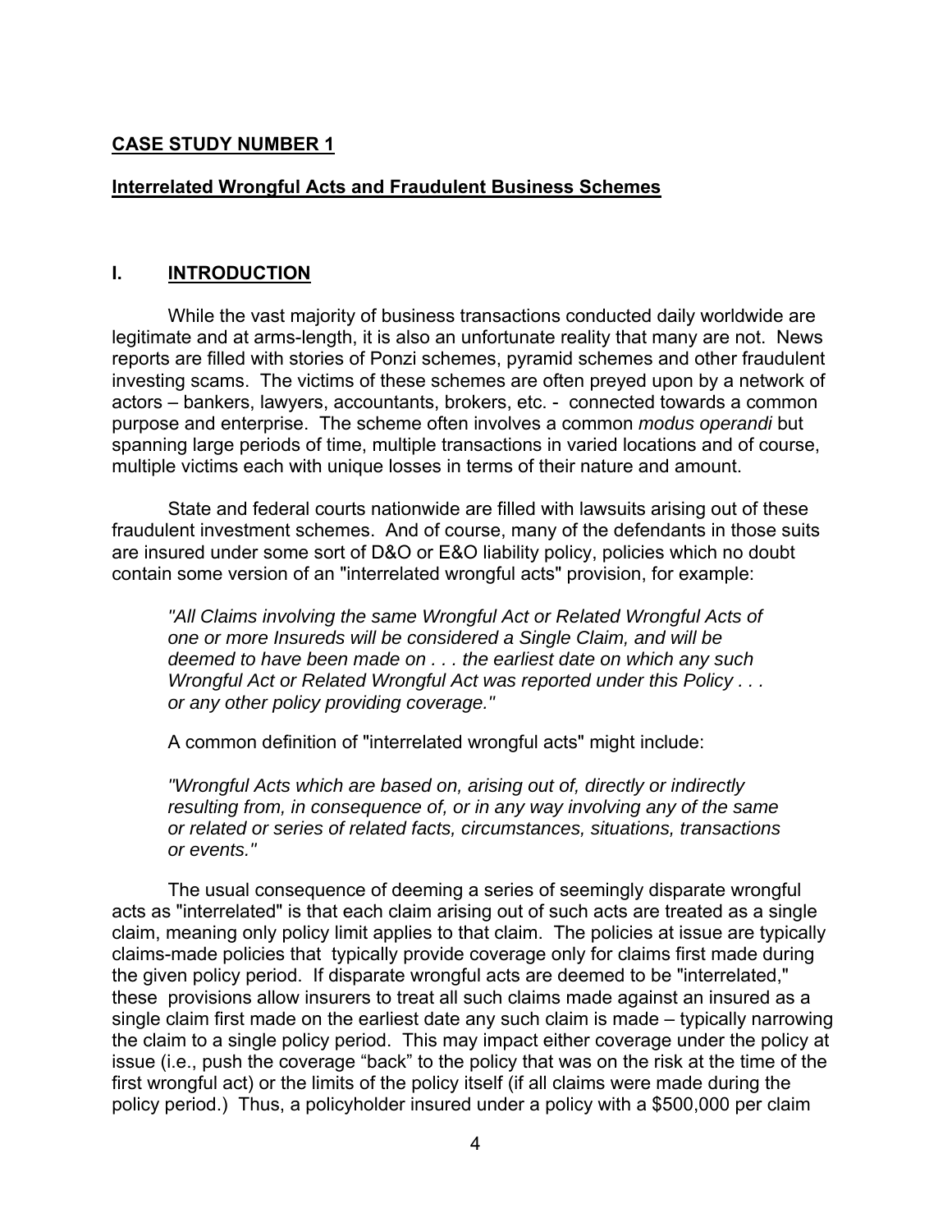## CASE STUDY NUMBER 1

## Interrelated Wrongful Acts and Fraudulent Business Schemes

## I. INTRODUCTION

While the vast majority of business transactions conducted daily worldwide are legitimate and at arms-length, it is also an unfortunate reality that many are not. News reports are filled with stories of Ponzi schemes, pyramid schemes and other fraudulent investing scams. The victims of these schemes are often preyed upon by a network of actors – bankers, lawyers, accountants, brokers, etc. - connected towards a common purpose and enterprise. The scheme often involves a common *modus operandi* but spanning large periods of time, multiple transactions in varied locations and of course, multiple victims each with unique losses in terms of their nature and amount.

State and federal courts nationwide are filled with lawsuits arising out of these fraudulent investment schemes. And of course, many of the defendants in those suits are insured under some sort of D&O or E&O liability policy, policies which no doubt contain some version of an "interrelated wrongful acts" provision, for example:

> *"All Claims involving the same Wrongful Act or Related Wrongful Acts of one or more Insureds will be considered a Single Claim, and will be deemed to have been made on . . . the earliest date on which any such Wrongful Act or Related Wrongful Act was reported under this Policy . . . or any other policy providing coverage."*

A common definition of "interrelated wrongful acts" might include:

> *"Wrongful Acts which are based on, arising out of, directly or indirectly resulting from, in consequence of, or in any way involving any of the same or related or series of related facts, circumstances, situations, transactions or events."*

The usual consequence of deeming a series of seemingly disparate wrongful acts as "interrelated" is that each claim arising out of such acts are treated as a single claim, meaning only policy limit applies to that claim. The policies at issue are typically claims-made policies that typically provide coverage only for claims first made during the given policy period. If disparate wrongful acts are deemed to be "interrelated," these provisions allow insurers to treat all such claims made against an insured as a single claim first made on the earliest date any such claim is made – typically narrowing the claim to a single policy period. This may impact either coverage under the policy at issue (i.e., push the coverage "back" to the policy that was on the risk at the time of the first wrongful act) or the limits of the policy itself (if all claims were made during the policy period.) Thus, a policyholder insured under a policy with a $500,000 per claim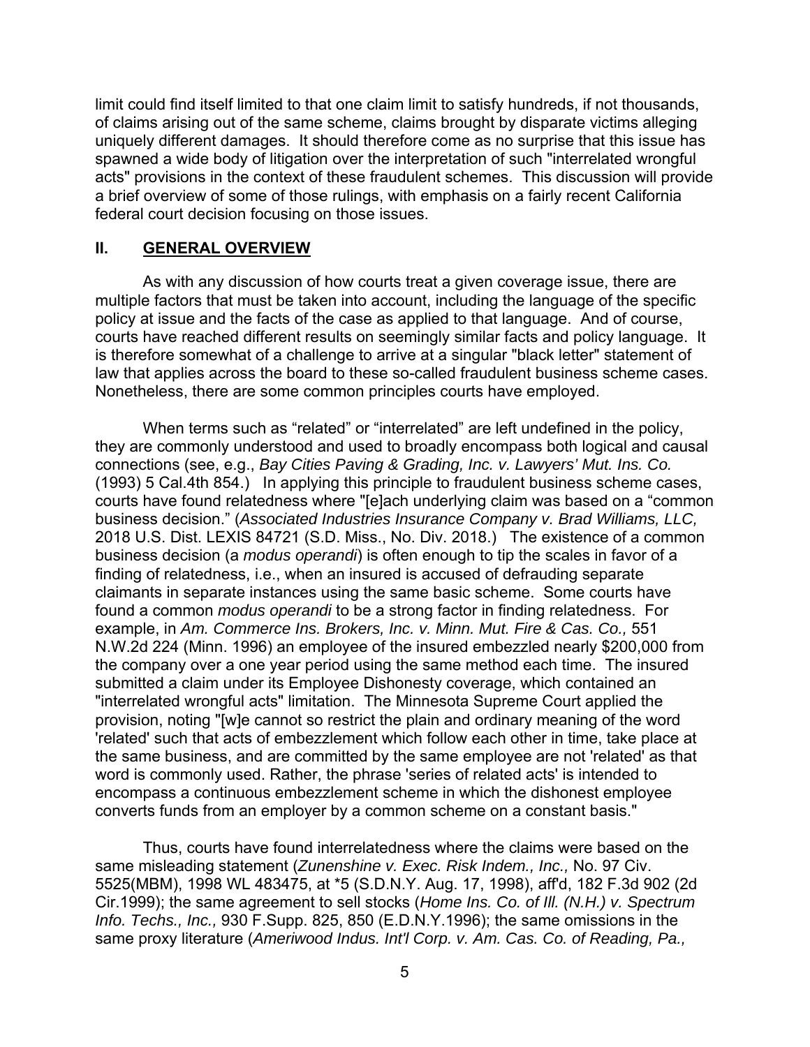limit could find itself limited to that one claim limit to satisfy hundreds, if not thousands, of claims arising out of the same scheme, claims brought by disparate victims alleging uniquely different damages. It should therefore come as no surprise that this issue has spawned a wide body of litigation over the interpretation of such "interrelated wrongful acts" provisions in the context of these fraudulent schemes. This discussion will provide a brief overview of some of those rulings, with emphasis on a fairly recent California federal court decision focusing on those issues.

## II. GENERAL OVERVIEW

As with any discussion of how courts treat a given coverage issue, there are multiple factors that must be taken into account, including the language of the specific policy at issue and the facts of the case as applied to that language. And of course, courts have reached different results on seemingly similar facts and policy language. It is therefore somewhat of a challenge to arrive at a singular "black letter" statement of law that applies across the board to these so-called fraudulent business scheme cases. Nonetheless, there are some common principles courts have employed.

When terms such as "related" or "interrelated" are left undefined in the policy, they are commonly understood and used to broadly encompass both logical and causal connections (see, e.g., *Bay Cities Paving & Grading, Inc. v. Lawyers' Mut. Ins. Co.* (1993) 5 Cal.4th 854.) In applying this principle to fraudulent business scheme cases, courts have found relatedness where "[e]ach underlying claim was based on a "common business decision." (*Associated Industries Insurance Company v. Brad Williams, LLC,* 2018 U.S. Dist. LEXIS 84721 (S.D. Miss., No. Div. 2018.) The existence of a common business decision (a *modus operandi*) is often enough to tip the scales in favor of a finding of relatedness, i.e., when an insured is accused of defrauding separate claimants in separate instances using the same basic scheme. Some courts have found a common *modus operandi* to be a strong factor in finding relatedness. For example, in *Am. Commerce Ins. Brokers, Inc. v. Minn. Mut. Fire & Cas. Co.,* 551 N.W.2d 224 (Minn. 1996) an employee of the insured embezzled nearly $200,000 from the company over a one year period using the same method each time. The insured submitted a claim under its Employee Dishonesty coverage, which contained an "interrelated wrongful acts" limitation. The Minnesota Supreme Court applied the provision, noting "[w]e cannot so restrict the plain and ordinary meaning of the word 'related' such that acts of embezzlement which follow each other in time, take place at the same business, and are committed by the same employee are not 'related' as that word is commonly used. Rather, the phrase 'series of related acts' is intended to encompass a continuous embezzlement scheme in which the dishonest employee converts funds from an employer by a common scheme on a constant basis."

Thus, courts have found interrelatedness where the claims were based on the same misleading statement (*Zunenshine v. Exec. Risk Indem., Inc.,* No. 97 Civ. 5525(MBM), 1998 WL 483475, at *5 (S.D.N.Y. Aug. 17, 1998), aff'd, 182 F.3d 902 (2d Cir.1999); the same agreement to sell stocks (*Home Ins. Co. of Ill. (N.H.) v. Spectrum Info. Techs., Inc.,* 930 F.Supp. 825, 850 (E.D.N.Y.1996); the same omissions in the same proxy literature (*Ameriwood Indus. Int'l Corp. v. Am. Cas. Co. of Reading, Pa.,*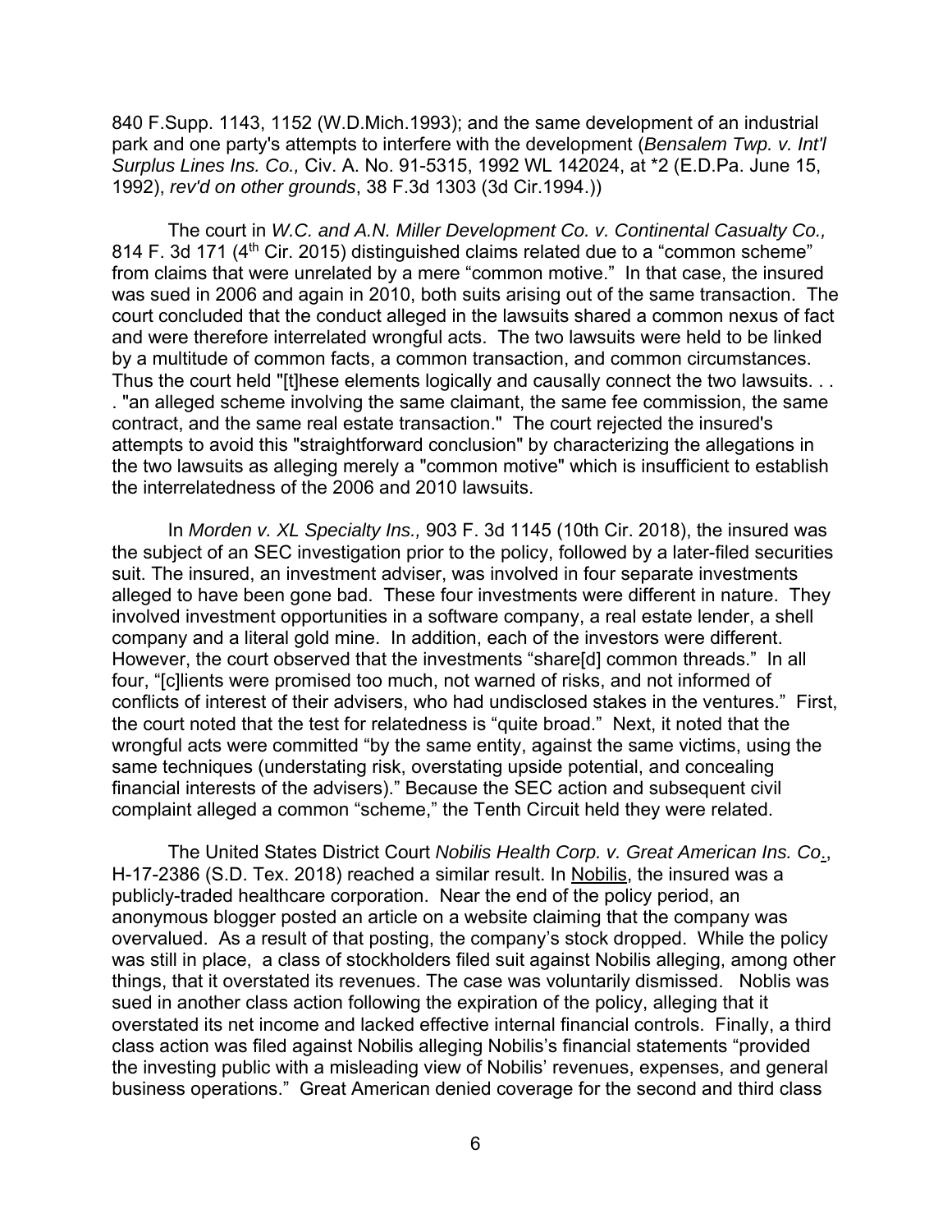840 F.Supp. 1143, 1152 (W.D.Mich.1993); and the same development of an industrial park and one party's attempts to interfere with the development (*Bensalem Twp. v. Int'l Surplus Lines Ins. Co.,* Civ. A. No. 91-5315, 1992 WL 142024, at *2 (E.D.Pa. June 15, 1992), *rev'd on other grounds*, 38 F.3d 1303 (3d Cir.1994.))

The court in *W.C. and A.N. Miller Development Co. v. Continental Casualty Co.,* 814 F. 3d 171 (4th Cir. 2015) distinguished claims related due to a "common scheme" from claims that were unrelated by a mere "common motive." In that case, the insured was sued in 2006 and again in 2010, both suits arising out of the same transaction. The court concluded that the conduct alleged in the lawsuits shared a common nexus of fact and were therefore interrelated wrongful acts. The two lawsuits were held to be linked by a multitude of common facts, a common transaction, and common circumstances. Thus the court held "[t]hese elements logically and causally connect the two lawsuits. . . . "an alleged scheme involving the same claimant, the same fee commission, the same contract, and the same real estate transaction." The court rejected the insured's attempts to avoid this "straightforward conclusion" by characterizing the allegations in the two lawsuits as alleging merely a "common motive" which is insufficient to establish the interrelatedness of the 2006 and 2010 lawsuits.

In *Morden v. XL Specialty Ins.,* 903 F. 3d 1145 (10th Cir. 2018), the insured was the subject of an SEC investigation prior to the policy, followed by a later-filed securities suit. The insured, an investment adviser, was involved in four separate investments alleged to have been gone bad. These four investments were different in nature. They involved investment opportunities in a software company, a real estate lender, a shell company and a literal gold mine. In addition, each of the investors were different. However, the court observed that the investments "share[d] common threads." In all four, "[c]lients were promised too much, not warned of risks, and not informed of conflicts of interest of their advisers, who had undisclosed stakes in the ventures." First, the court noted that the test for relatedness is "quite broad." Next, it noted that the wrongful acts were committed "by the same entity, against the same victims, using the same techniques (understating risk, overstating upside potential, and concealing financial interests of the advisers)." Because the SEC action and subsequent civil complaint alleged a common "scheme," the Tenth Circuit held they were related.

The United States District Court *Nobilis Health Corp. v. Great American Ins. Co*., H-17-2386 (S.D. Tex. 2018) reached a similar result. In Nobilis, the insured was a publicly-traded healthcare corporation. Near the end of the policy period, an anonymous blogger posted an article on a website claiming that the company was overvalued. As a result of that posting, the company's stock dropped. While the policy was still in place, a class of stockholders filed suit against Nobilis alleging, among other things, that it overstated its revenues. The case was voluntarily dismissed. Noblis was sued in another class action following the expiration of the policy, alleging that it overstated its net income and lacked effective internal financial controls. Finally, a third class action was filed against Nobilis alleging Nobilis's financial statements "provided the investing public with a misleading view of Nobilis' revenues, expenses, and general business operations." Great American denied coverage for the second and third class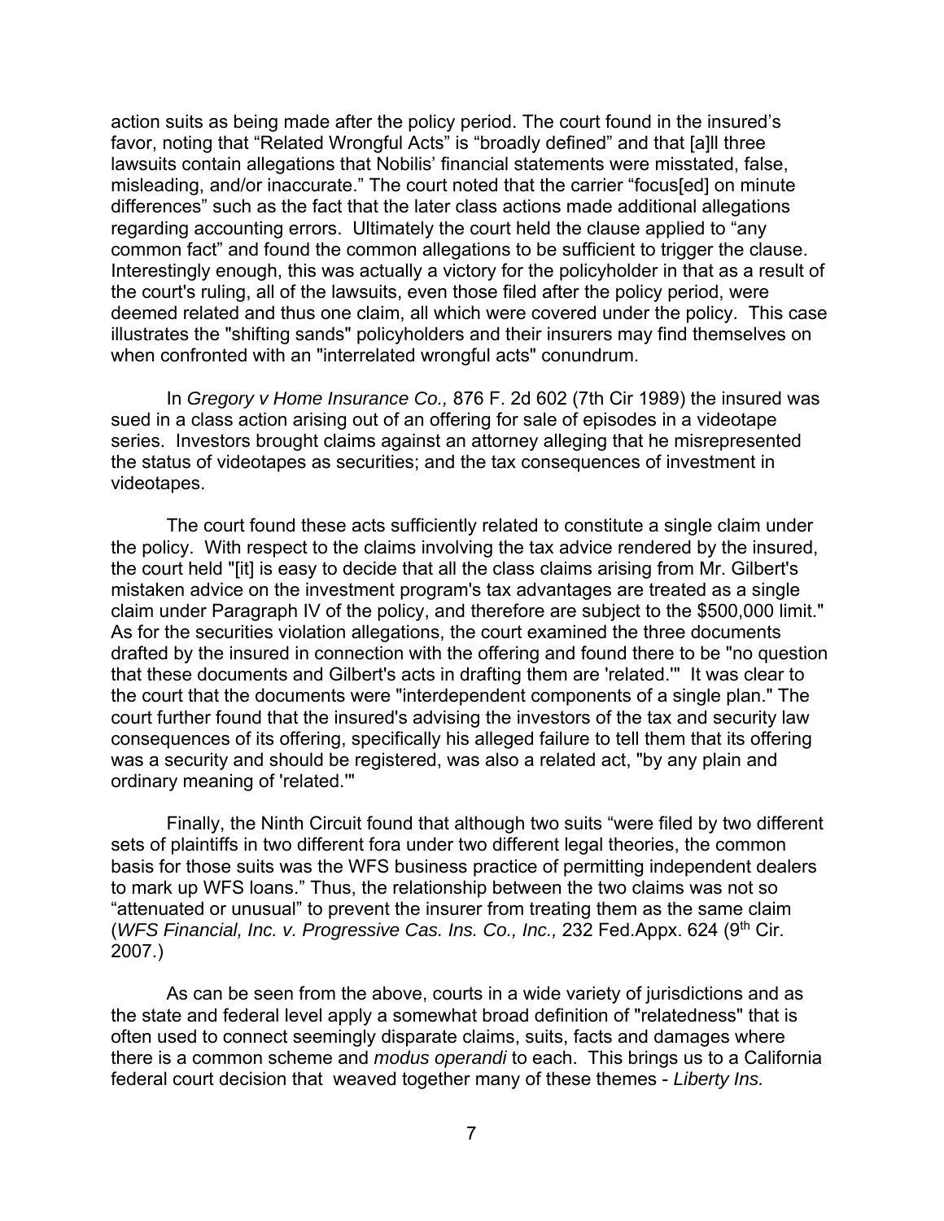action suits as being made after the policy period. The court found in the insured's favor, noting that "Related Wrongful Acts" is "broadly defined" and that [a]ll three lawsuits contain allegations that Nobilis' financial statements were misstated, false, misleading, and/or inaccurate." The court noted that the carrier "focus[ed] on minute differences" such as the fact that the later class actions made additional allegations regarding accounting errors. Ultimately the court held the clause applied to "any common fact" and found the common allegations to be sufficient to trigger the clause. Interestingly enough, this was actually a victory for the policyholder in that as a result of the court's ruling, all of the lawsuits, even those filed after the policy period, were deemed related and thus one claim, all which were covered under the policy. This case illustrates the "shifting sands" policyholders and their insurers may find themselves on when confronted with an "interrelated wrongful acts" conundrum.

In *Gregory v Home Insurance Co.,* 876 F. 2d 602 (7th Cir 1989) the insured was sued in a class action arising out of an offering for sale of episodes in a videotape series. Investors brought claims against an attorney alleging that he misrepresented the status of videotapes as securities; and the tax consequences of investment in videotapes.

The court found these acts sufficiently related to constitute a single claim under the policy. With respect to the claims involving the tax advice rendered by the insured, the court held "[it] is easy to decide that all the class claims arising from Mr. Gilbert's mistaken advice on the investment program's tax advantages are treated as a single claim under Paragraph IV of the policy, and therefore are subject to the $500,000 limit." As for the securities violation allegations, the court examined the three documents drafted by the insured in connection with the offering and found there to be "no question that these documents and Gilbert's acts in drafting them are 'related.'" It was clear to the court that the documents were "interdependent components of a single plan." The court further found that the insured's advising the investors of the tax and security law consequences of its offering, specifically his alleged failure to tell them that its offering was a security and should be registered, was also a related act, "by any plain and ordinary meaning of 'related.'"

Finally, the Ninth Circuit found that although two suits "were filed by two different sets of plaintiffs in two different fora under two different legal theories, the common basis for those suits was the WFS business practice of permitting independent dealers to mark up WFS loans." Thus, the relationship between the two claims was not so "attenuated or unusual" to prevent the insurer from treating them as the same claim (*WFS Financial, Inc. v. Progressive Cas. Ins. Co., Inc.,* 232 Fed.Appx. 624 (9th Cir. 2007.)

As can be seen from the above, courts in a wide variety of jurisdictions and as the state and federal level apply a somewhat broad definition of "relatedness" that is often used to connect seemingly disparate claims, suits, facts and damages where there is a common scheme and *modus operandi* to each. This brings us to a California federal court decision that weaved together many of these themes - *Liberty Ins.*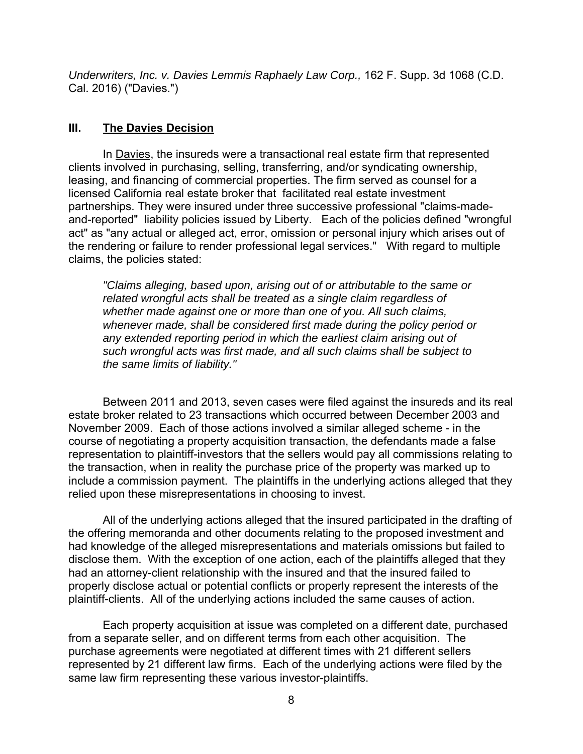*Underwriters, Inc. v. Davies Lemmis Raphaely Law Corp.,* 162 F. Supp. 3d 1068 (C.D. Cal. 2016) ("Davies.")

### III. **The Davies Decision**

In Davies, the insureds were a transactional real estate firm that represented clients involved in purchasing, selling, transferring, and/or syndicating ownership, leasing, and financing of commercial properties. The firm served as counsel for a licensed California real estate broker that facilitated real estate investment partnerships. They were insured under three successive professional "claims-made-and-reported" liability policies issued by Liberty. Each of the policies defined "wrongful act" as "any actual or alleged act, error, omission or personal injury which arises out of the rendering or failure to render professional legal services." With regard to multiple claims, the policies stated:

> *"Claims alleging, based upon, arising out of or attributable to the same or related wrongful acts shall be treated as a single claim regardless of whether made against one or more than one of you. All such claims, whenever made, shall be considered first made during the policy period or any extended reporting period in which the earliest claim arising out of such wrongful acts was first made, and all such claims shall be subject to the same limits of liability."*

Between 2011 and 2013, seven cases were filed against the insureds and its real estate broker related to 23 transactions which occurred between December 2003 and November 2009. Each of those actions involved a similar alleged scheme - in the course of negotiating a property acquisition transaction, the defendants made a false representation to plaintiff-investors that the sellers would pay all commissions relating to the transaction, when in reality the purchase price of the property was marked up to include a commission payment. The plaintiffs in the underlying actions alleged that they relied upon these misrepresentations in choosing to invest.

All of the underlying actions alleged that the insured participated in the drafting of the offering memoranda and other documents relating to the proposed investment and had knowledge of the alleged misrepresentations and materials omissions but failed to disclose them. With the exception of one action, each of the plaintiffs alleged that they had an attorney-client relationship with the insured and that the insured failed to properly disclose actual or potential conflicts or properly represent the interests of the plaintiff-clients. All of the underlying actions included the same causes of action.

Each property acquisition at issue was completed on a different date, purchased from a separate seller, and on different terms from each other acquisition. The purchase agreements were negotiated at different times with 21 different sellers represented by 21 different law firms. Each of the underlying actions were filed by the same law firm representing these various investor-plaintiffs.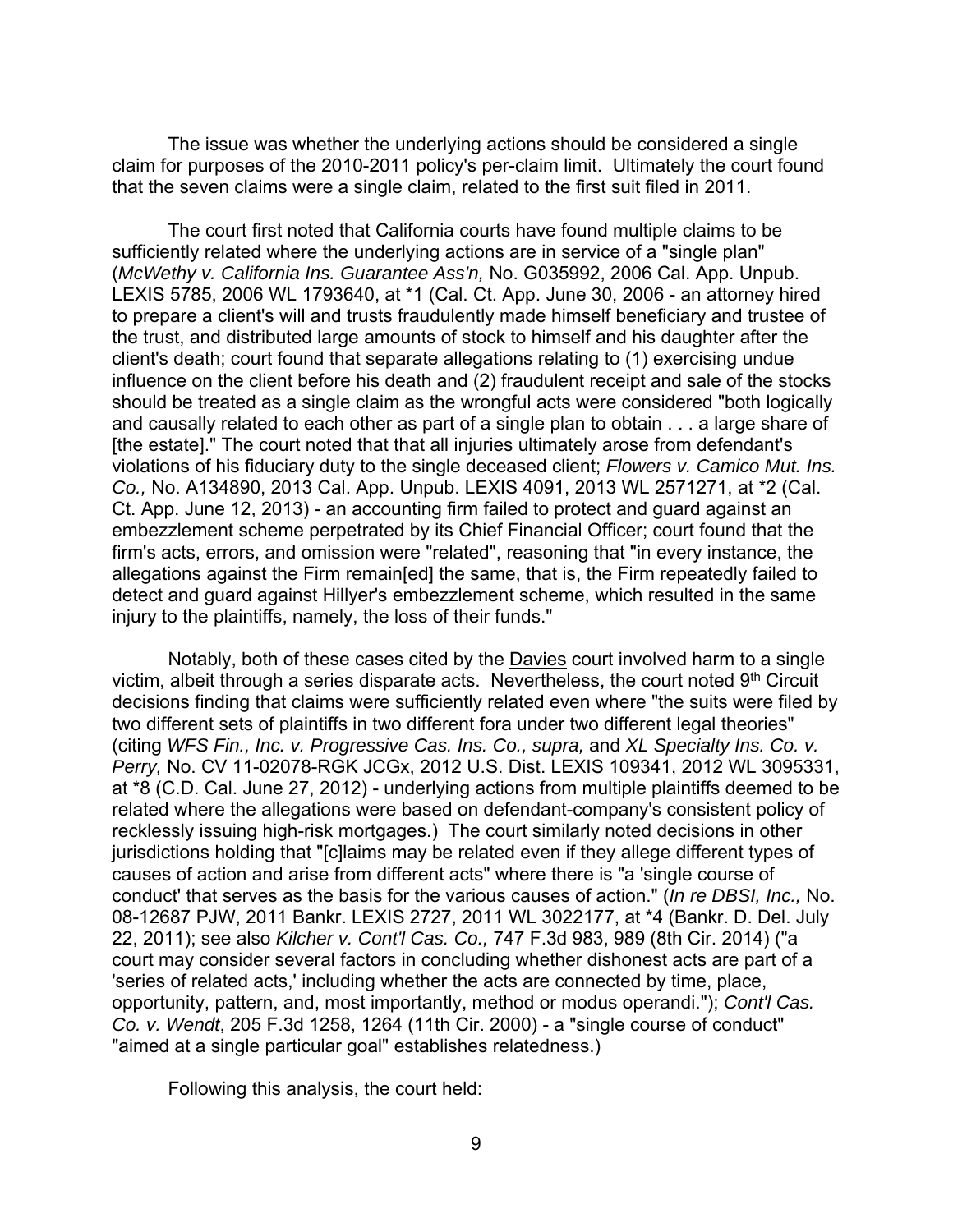The issue was whether the underlying actions should be considered a single claim for purposes of the 2010-2011 policy's per-claim limit. Ultimately the court found that the seven claims were a single claim, related to the first suit filed in 2011.

The court first noted that California courts have found multiple claims to be sufficiently related where the underlying actions are in service of a "single plan" (*McWethy v. California Ins. Guarantee Ass'n,* No. G035992, 2006 Cal. App. Unpub. LEXIS 5785, 2006 WL 1793640, at *1 (Cal. Ct. App. June 30, 2006 - an attorney hired to prepare a client's will and trusts fraudulently made himself beneficiary and trustee of the trust, and distributed large amounts of stock to himself and his daughter after the client's death; court found that separate allegations relating to (1) exercising undue influence on the client before his death and (2) fraudulent receipt and sale of the stocks should be treated as a single claim as the wrongful acts were considered "both logically and causally related to each other as part of a single plan to obtain . . . a large share of [the estate]." The court noted that that all injuries ultimately arose from defendant's violations of his fiduciary duty to the single deceased client; *Flowers v. Camico Mut. Ins. Co.,* No. A134890, 2013 Cal. App. Unpub. LEXIS 4091, 2013 WL 2571271, at *2 (Cal. Ct. App. June 12, 2013) - an accounting firm failed to protect and guard against an embezzlement scheme perpetrated by its Chief Financial Officer; court found that the firm's acts, errors, and omission were "related", reasoning that "in every instance, the allegations against the Firm remain[ed] the same, that is, the Firm repeatedly failed to detect and guard against Hillyer's embezzlement scheme, which resulted in the same injury to the plaintiffs, namely, the loss of their funds."

Notably, both of these cases cited by the Davies court involved harm to a single victim, albeit through a series disparate acts. Nevertheless, the court noted 9th Circuit decisions finding that claims were sufficiently related even where "the suits were filed by two different sets of plaintiffs in two different fora under two different legal theories" (citing *WFS Fin., Inc. v. Progressive Cas. Ins. Co., supra,* and *XL Specialty Ins. Co. v. Perry,* No. CV 11-02078-RGK JCGx, 2012 U.S. Dist. LEXIS 109341, 2012 WL 3095331, at *8 (C.D. Cal. June 27, 2012) - underlying actions from multiple plaintiffs deemed to be related where the allegations were based on defendant-company's consistent policy of recklessly issuing high-risk mortgages.) The court similarly noted decisions in other jurisdictions holding that "[c]laims may be related even if they allege different types of causes of action and arise from different acts" where there is "a 'single course of conduct' that serves as the basis for the various causes of action." (*In re DBSI, Inc.,* No. 08-12687 PJW, 2011 Bankr. LEXIS 2727, 2011 WL 3022177, at *4 (Bankr. D. Del. July 22, 2011); see also *Kilcher v. Cont'l Cas. Co.,* 747 F.3d 983, 989 (8th Cir. 2014) ("a court may consider several factors in concluding whether dishonest acts are part of a 'series of related acts,' including whether the acts are connected by time, place, opportunity, pattern, and, most importantly, method or modus operandi."); *Cont'l Cas. Co. v. Wendt*, 205 F.3d 1258, 1264 (11th Cir. 2000) - a "single course of conduct" "aimed at a single particular goal" establishes relatedness.)

Following this analysis, the court held: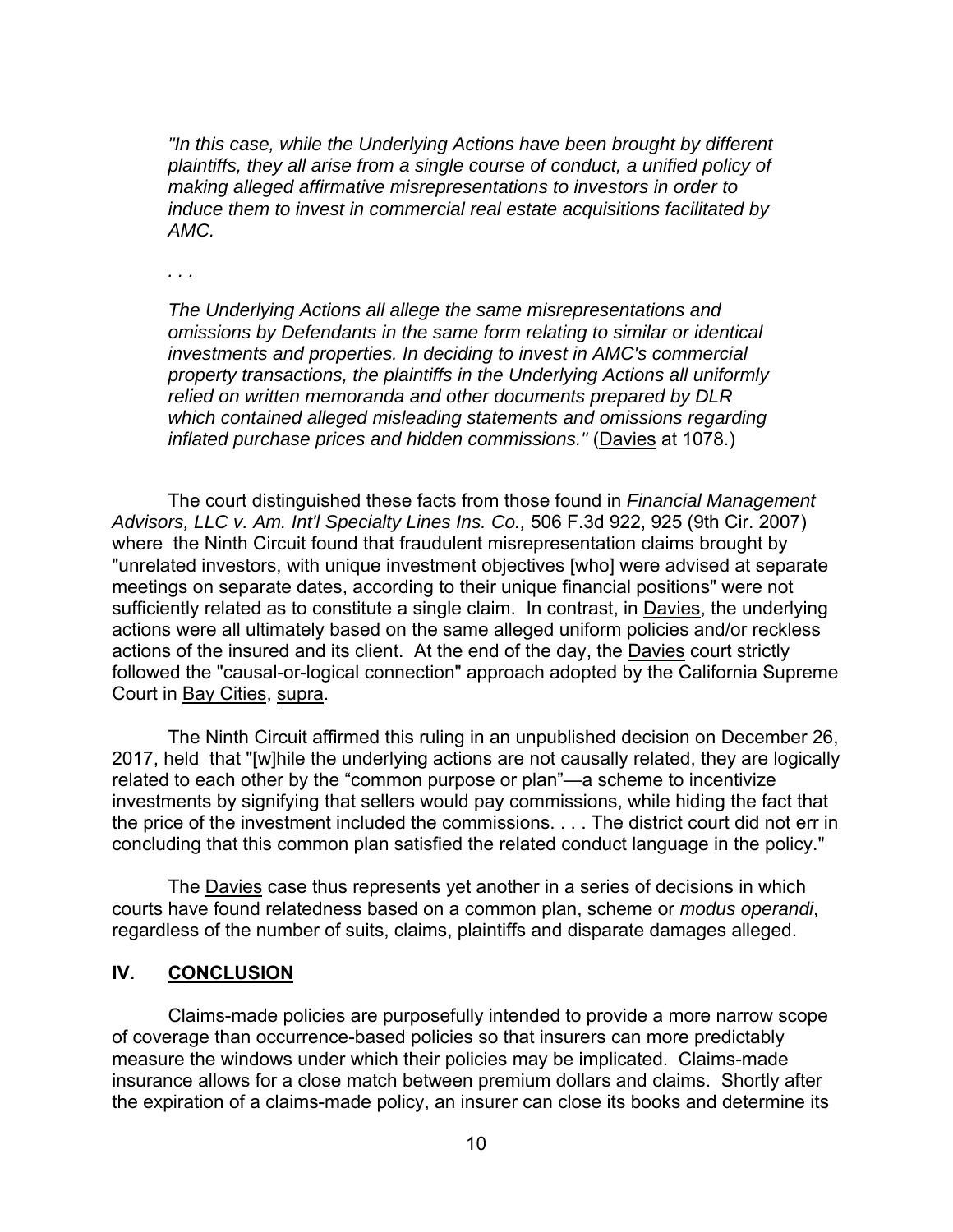> *"In this case, while the Underlying Actions have been brought by different plaintiffs, they all arise from a single course of conduct, a unified policy of making alleged affirmative misrepresentations to investors in order to induce them to invest in commercial real estate acquisitions facilitated by AMC.*
>
> *. . .*
>
> *The Underlying Actions all allege the same misrepresentations and omissions by Defendants in the same form relating to similar or identical investments and properties. In deciding to invest in AMC's commercial property transactions, the plaintiffs in the Underlying Actions all uniformly relied on written memoranda and other documents prepared by DLR which contained alleged misleading statements and omissions regarding inflated purchase prices and hidden commissions."* (Davies at 1078.)

The court distinguished these facts from those found in *Financial Management Advisors, LLC v. Am. Int'l Specialty Lines Ins. Co.,* 506 F.3d 922, 925 (9th Cir. 2007) where the Ninth Circuit found that fraudulent misrepresentation claims brought by "unrelated investors, with unique investment objectives [who] were advised at separate meetings on separate dates, according to their unique financial positions" were not sufficiently related as to constitute a single claim. In contrast, in Davies, the underlying actions were all ultimately based on the same alleged uniform policies and/or reckless actions of the insured and its client. At the end of the day, the Davies court strictly followed the "causal-or-logical connection" approach adopted by the California Supreme Court in Bay Cities, supra.

The Ninth Circuit affirmed this ruling in an unpublished decision on December 26, 2017, held that "[w]hile the underlying actions are not causally related, they are logically related to each other by the “common purpose or plan”—a scheme to incentivize investments by signifying that sellers would pay commissions, while hiding the fact that the price of the investment included the commissions. . . . The district court did not err in concluding that this common plan satisfied the related conduct language in the policy."

The Davies case thus represents yet another in a series of decisions in which courts have found relatedness based on a common plan, scheme or *modus operandi*, regardless of the number of suits, claims, plaintiffs and disparate damages alleged.

## IV. CONCLUSION

Claims-made policies are purposefully intended to provide a more narrow scope of coverage than occurrence-based policies so that insurers can more predictably measure the windows under which their policies may be implicated. Claims-made insurance allows for a close match between premium dollars and claims. Shortly after the expiration of a claims-made policy, an insurer can close its books and determine its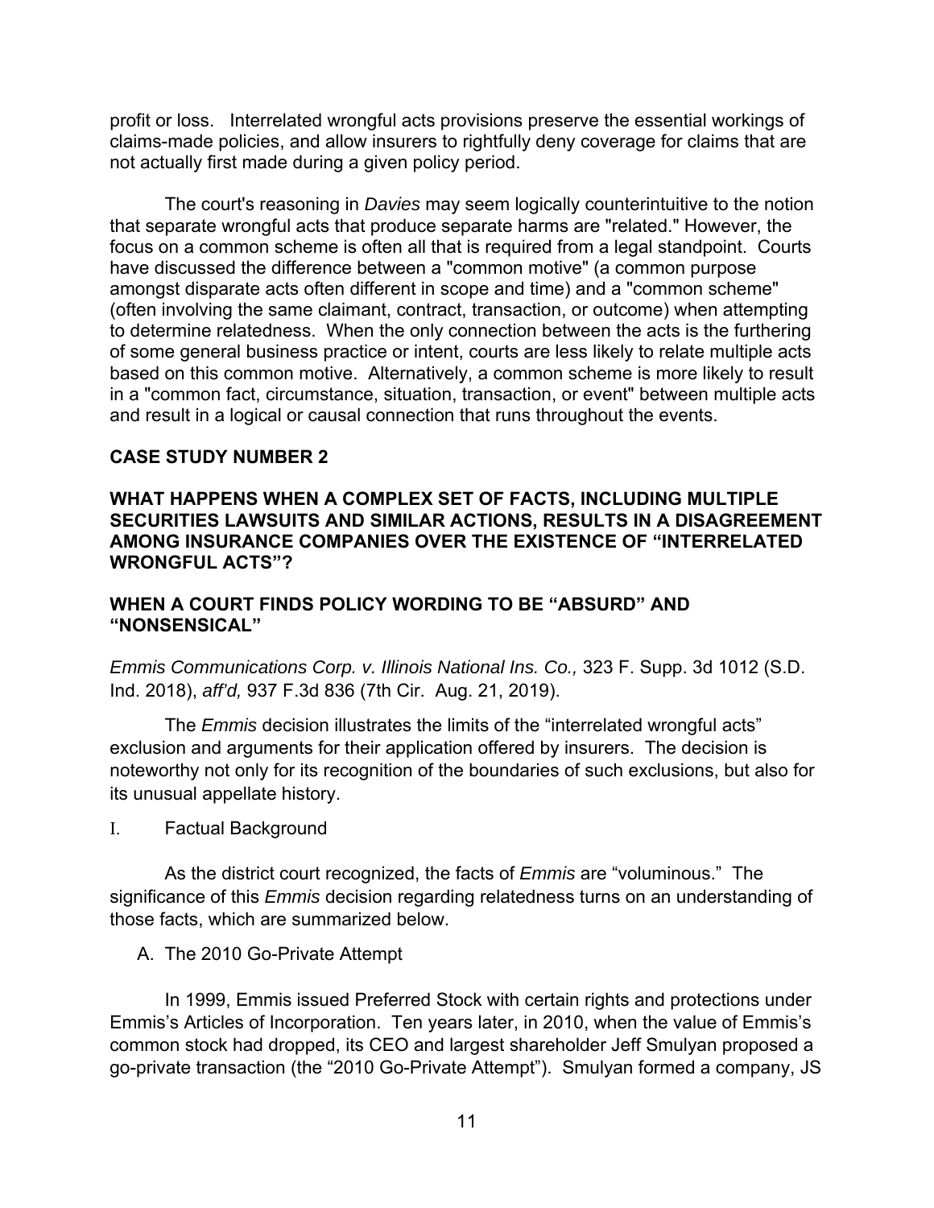profit or loss. Interrelated wrongful acts provisions preserve the essential workings of claims-made policies, and allow insurers to rightfully deny coverage for claims that are not actually first made during a given policy period.

The court's reasoning in *Davies* may seem logically counterintuitive to the notion that separate wrongful acts that produce separate harms are "related." However, the focus on a common scheme is often all that is required from a legal standpoint. Courts have discussed the difference between a "common motive" (a common purpose amongst disparate acts often different in scope and time) and a "common scheme" (often involving the same claimant, contract, transaction, or outcome) when attempting to determine relatedness. When the only connection between the acts is the furthering of some general business practice or intent, courts are less likely to relate multiple acts based on this common motive. Alternatively, a common scheme is more likely to result in a "common fact, circumstance, situation, transaction, or event" between multiple acts and result in a logical or causal connection that runs throughout the events.

## CASE STUDY NUMBER 2

## WHAT HAPPENS WHEN A COMPLEX SET OF FACTS, INCLUDING MULTIPLE SECURITIES LAWSUITS AND SIMILAR ACTIONS, RESULTS IN A DISAGREEMENT AMONG INSURANCE COMPANIES OVER THE EXISTENCE OF "INTERRELATED WRONGFUL ACTS"?

## WHEN A COURT FINDS POLICY WORDING TO BE "ABSURD" AND "NONSENSICAL"

*Emmis Communications Corp. v. Illinois National Ins. Co.,* 323 F. Supp. 3d 1012 (S.D. Ind. 2018), *aff'd,* 937 F.3d 836 (7th Cir. Aug. 21, 2019).

The *Emmis* decision illustrates the limits of the "interrelated wrongful acts" exclusion and arguments for their application offered by insurers. The decision is noteworthy not only for its recognition of the boundaries of such exclusions, but also for its unusual appellate history.

### I. Factual Background

As the district court recognized, the facts of *Emmis* are "voluminous." The significance of this *Emmis* decision regarding relatedness turns on an understanding of those facts, which are summarized below.

#### A. The 2010 Go-Private Attempt

In 1999, Emmis issued Preferred Stock with certain rights and protections under Emmis's Articles of Incorporation. Ten years later, in 2010, when the value of Emmis's common stock had dropped, its CEO and largest shareholder Jeff Smulyan proposed a go-private transaction (the "2010 Go-Private Attempt"). Smulyan formed a company, JS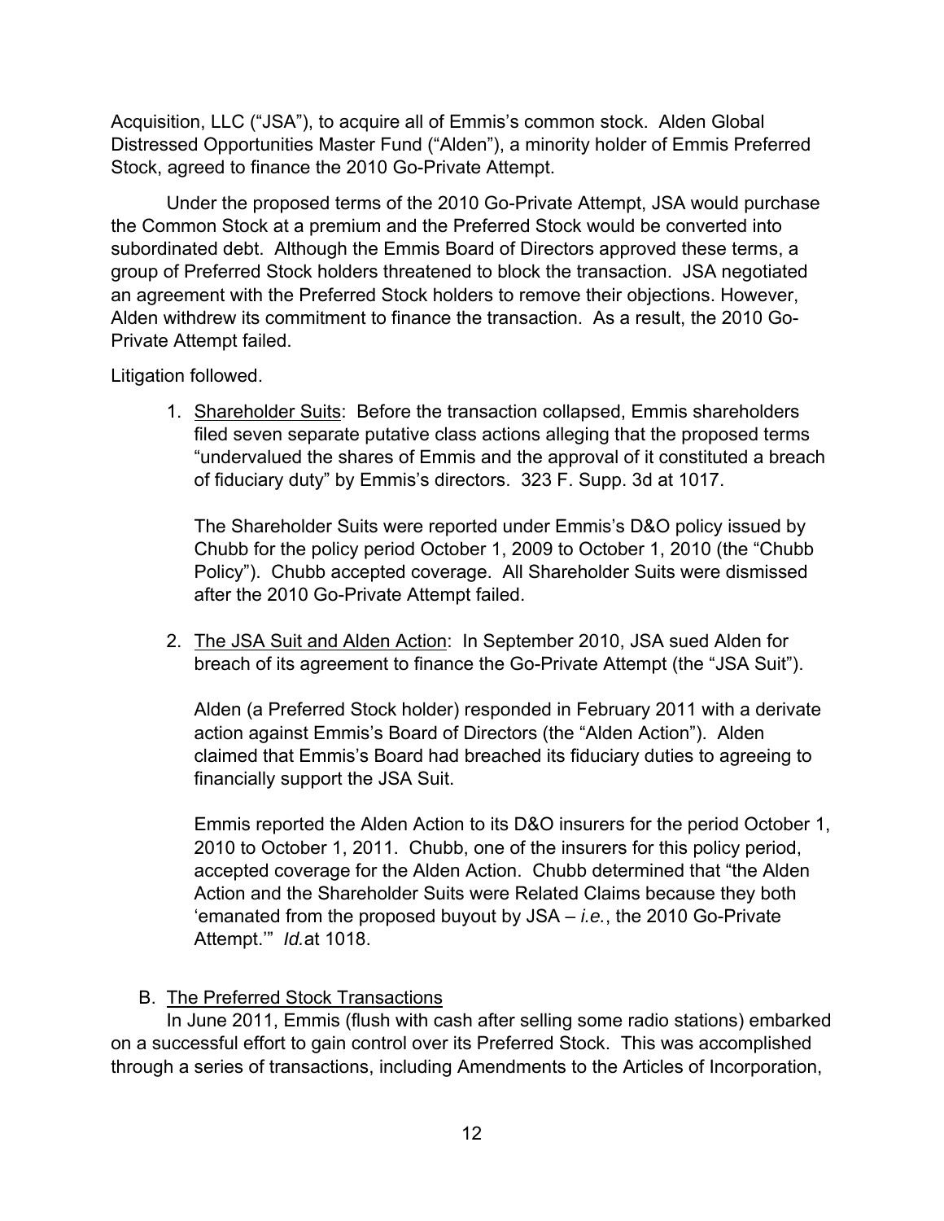Acquisition, LLC ("JSA"), to acquire all of Emmis's common stock. Alden Global Distressed Opportunities Master Fund ("Alden"), a minority holder of Emmis Preferred Stock, agreed to finance the 2010 Go-Private Attempt.

Under the proposed terms of the 2010 Go-Private Attempt, JSA would purchase the Common Stock at a premium and the Preferred Stock would be converted into subordinated debt. Although the Emmis Board of Directors approved these terms, a group of Preferred Stock holders threatened to block the transaction. JSA negotiated an agreement with the Preferred Stock holders to remove their objections. However, Alden withdrew its commitment to finance the transaction. As a result, the 2010 Go-Private Attempt failed.

Litigation followed.

1. Shareholder Suits: Before the transaction collapsed, Emmis shareholders filed seven separate putative class actions alleging that the proposed terms "undervalued the shares of Emmis and the approval of it constituted a breach of fiduciary duty" by Emmis's directors. 323 F. Supp. 3d at 1017.

   The Shareholder Suits were reported under Emmis's D&O policy issued by Chubb for the policy period October 1, 2009 to October 1, 2010 (the "Chubb Policy"). Chubb accepted coverage. All Shareholder Suits were dismissed after the 2010 Go-Private Attempt failed.

2. The JSA Suit and Alden Action: In September 2010, JSA sued Alden for breach of its agreement to finance the Go-Private Attempt (the "JSA Suit").

   Alden (a Preferred Stock holder) responded in February 2011 with a derivate action against Emmis's Board of Directors (the "Alden Action"). Alden claimed that Emmis's Board had breached its fiduciary duties to agreeing to financially support the JSA Suit.

   Emmis reported the Alden Action to its D&O insurers for the period October 1, 2010 to October 1, 2011. Chubb, one of the insurers for this policy period, accepted coverage for the Alden Action. Chubb determined that "the Alden Action and the Shareholder Suits were Related Claims because they both 'emanated from the proposed buyout by JSA – *i.e.*, the 2010 Go-Private Attempt.'" *Id.* at 1018.

B. The Preferred Stock Transactions

In June 2011, Emmis (flush with cash after selling some radio stations) embarked on a successful effort to gain control over its Preferred Stock. This was accomplished through a series of transactions, including Amendments to the Articles of Incorporation,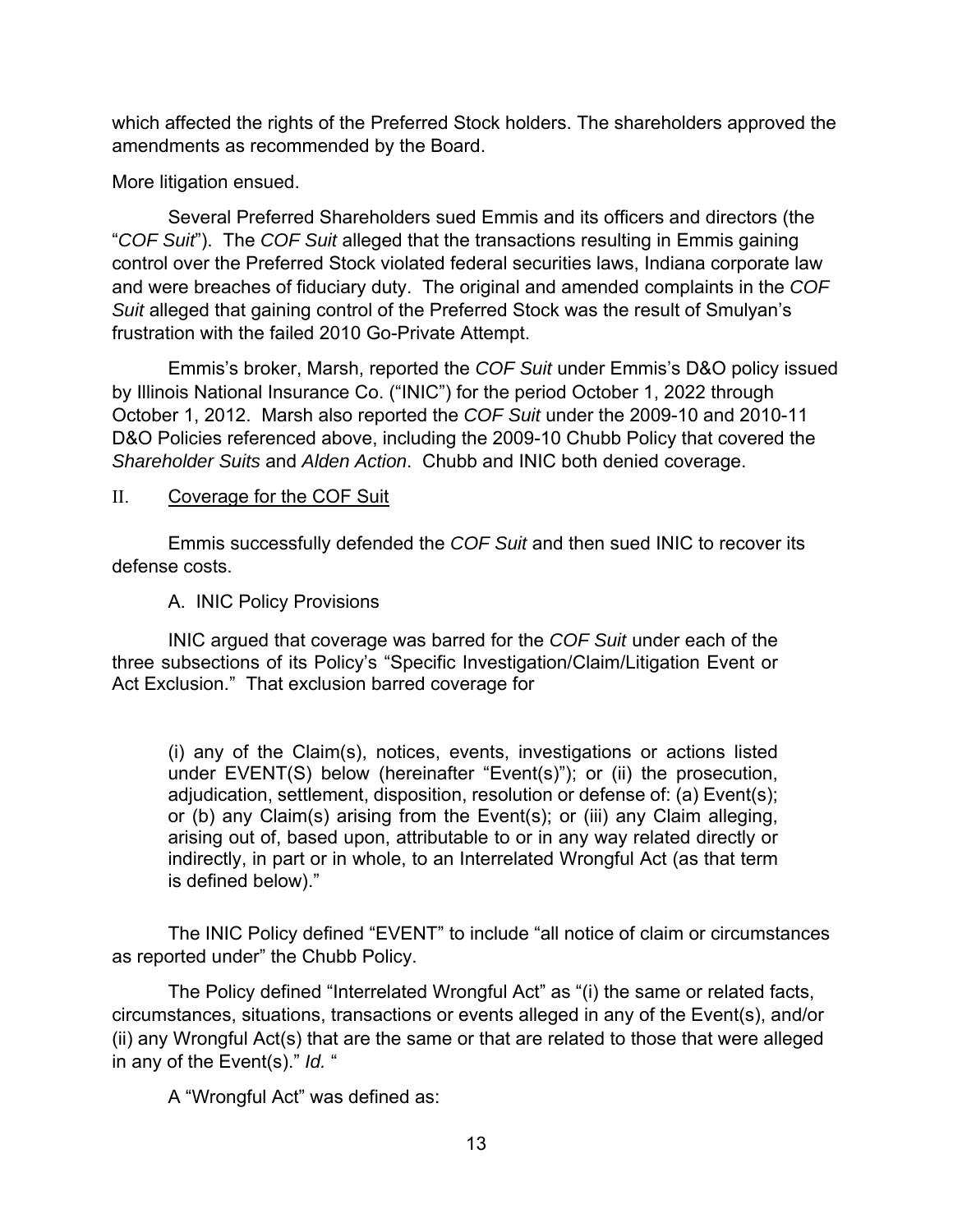which affected the rights of the Preferred Stock holders. The shareholders approved the amendments as recommended by the Board.

More litigation ensued.

Several Preferred Shareholders sued Emmis and its officers and directors (the "*COF Suit*"). The *COF Suit* alleged that the transactions resulting in Emmis gaining control over the Preferred Stock violated federal securities laws, Indiana corporate law and were breaches of fiduciary duty. The original and amended complaints in the *COF Suit* alleged that gaining control of the Preferred Stock was the result of Smulyan's frustration with the failed 2010 Go-Private Attempt.

Emmis's broker, Marsh, reported the *COF Suit* under Emmis's D&O policy issued by Illinois National Insurance Co. ("INIC") for the period October 1, 2022 through October 1, 2012. Marsh also reported the *COF Suit* under the 2009-10 and 2010-11 D&O Policies referenced above, including the 2009-10 Chubb Policy that covered the *Shareholder Suits* and *Alden Action*. Chubb and INIC both denied coverage.

## II. Coverage for the COF Suit

Emmis successfully defended the *COF Suit* and then sued INIC to recover its defense costs.

### A. INIC Policy Provisions

INIC argued that coverage was barred for the *COF Suit* under each of the three subsections of its Policy's "Specific Investigation/Claim/Litigation Event or Act Exclusion." That exclusion barred coverage for

> (i) any of the Claim(s), notices, events, investigations or actions listed under EVENT(S) below (hereinafter "Event(s)"); or (ii) the prosecution, adjudication, settlement, disposition, resolution or defense of: (a) Event(s); or (b) any Claim(s) arising from the Event(s); or (iii) any Claim alleging, arising out of, based upon, attributable to or in any way related directly or indirectly, in part or in whole, to an Interrelated Wrongful Act (as that term is defined below)."

The INIC Policy defined "EVENT" to include "all notice of claim or circumstances as reported under" the Chubb Policy.

The Policy defined "Interrelated Wrongful Act" as "(i) the same or related facts, circumstances, situations, transactions or events alleged in any of the Event(s), and/or (ii) any Wrongful Act(s) that are the same or that are related to those that were alleged in any of the Event(s)." *Id.* "

A "Wrongful Act" was defined as: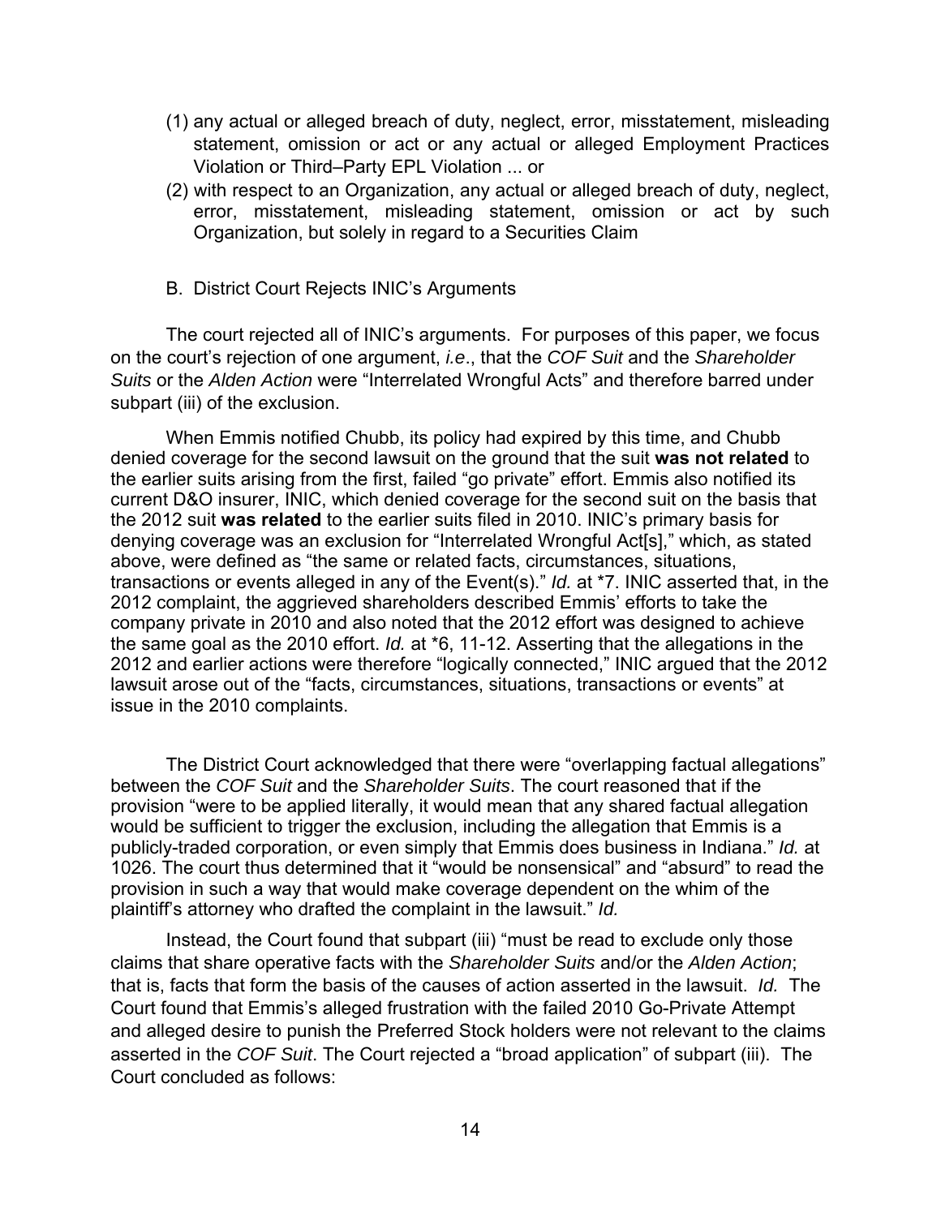(1) any actual or alleged breach of duty, neglect, error, misstatement, misleading statement, omission or act or any actual or alleged Employment Practices Violation or Third–Party EPL Violation ... or

(2) with respect to an Organization, any actual or alleged breach of duty, neglect, error, misstatement, misleading statement, omission or act by such Organization, but solely in regard to a Securities Claim

B. District Court Rejects INIC's Arguments

The court rejected all of INIC's arguments. For purposes of this paper, we focus on the court's rejection of one argument, *i.e*., that the *COF Suit* and the *Shareholder Suits* or the *Alden Action* were "Interrelated Wrongful Acts" and therefore barred under subpart (iii) of the exclusion.

When Emmis notified Chubb, its policy had expired by this time, and Chubb denied coverage for the second lawsuit on the ground that the suit **was not related** to the earlier suits arising from the first, failed "go private" effort. Emmis also notified its current D&O insurer, INIC, which denied coverage for the second suit on the basis that the 2012 suit **was related** to the earlier suits filed in 2010. INIC's primary basis for denying coverage was an exclusion for "Interrelated Wrongful Act[s]," which, as stated above, were defined as "the same or related facts, circumstances, situations, transactions or events alleged in any of the Event(s)." *Id.* at *7. INIC asserted that, in the 2012 complaint, the aggrieved shareholders described Emmis' efforts to take the company private in 2010 and also noted that the 2012 effort was designed to achieve the same goal as the 2010 effort. *Id.* at *6, 11-12. Asserting that the allegations in the 2012 and earlier actions were therefore "logically connected," INIC argued that the 2012 lawsuit arose out of the "facts, circumstances, situations, transactions or events" at issue in the 2010 complaints.

The District Court acknowledged that there were "overlapping factual allegations" between the *COF Suit* and the *Shareholder Suits*. The court reasoned that if the provision "were to be applied literally, it would mean that any shared factual allegation would be sufficient to trigger the exclusion, including the allegation that Emmis is a publicly-traded corporation, or even simply that Emmis does business in Indiana." *Id.* at 1026. The court thus determined that it "would be nonsensical" and "absurd" to read the provision in such a way that would make coverage dependent on the whim of the plaintiff's attorney who drafted the complaint in the lawsuit." *Id.*

Instead, the Court found that subpart (iii) "must be read to exclude only those claims that share operative facts with the *Shareholder Suits* and/or the *Alden Action*; that is, facts that form the basis of the causes of action asserted in the lawsuit. *Id.* The Court found that Emmis's alleged frustration with the failed 2010 Go-Private Attempt and alleged desire to punish the Preferred Stock holders were not relevant to the claims asserted in the *COF Suit*. The Court rejected a "broad application" of subpart (iii). The Court concluded as follows: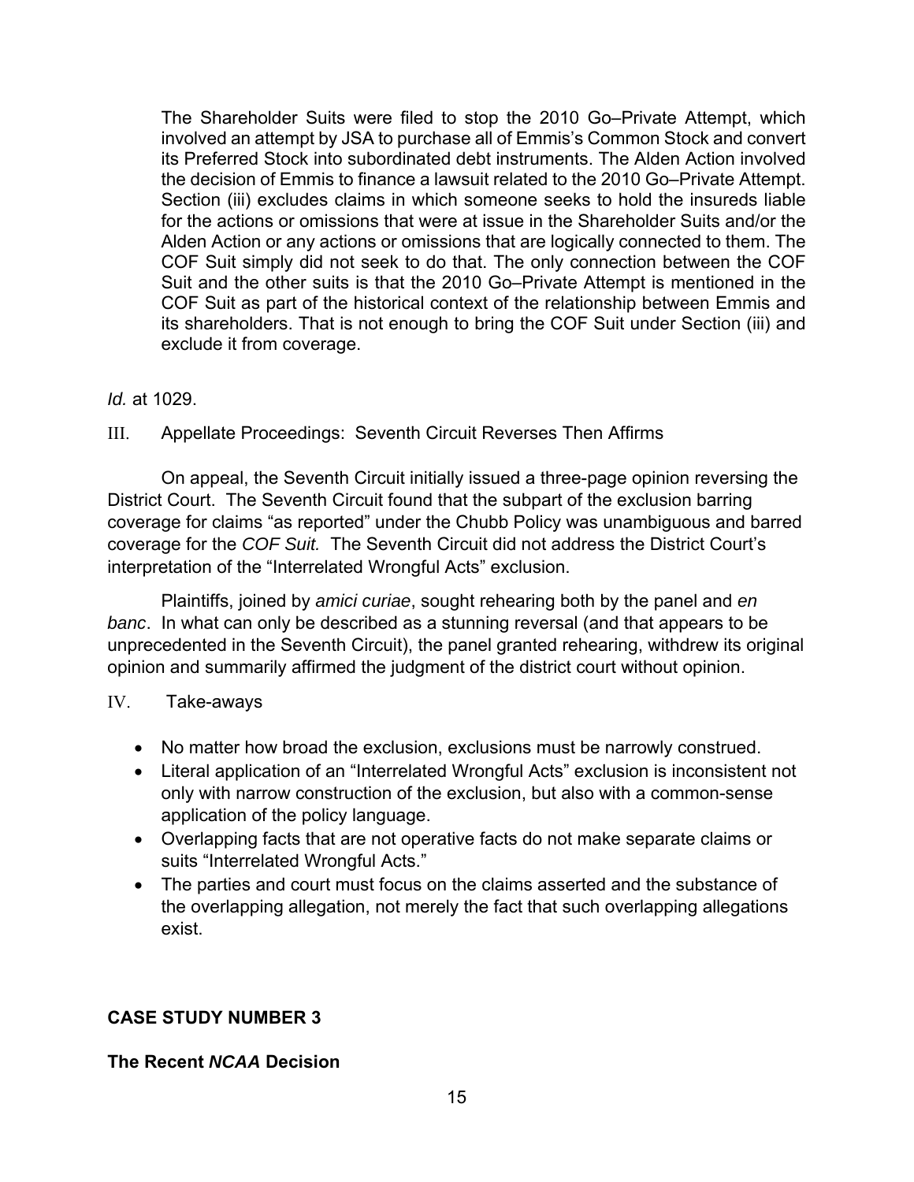> The Shareholder Suits were filed to stop the 2010 Go–Private Attempt, which involved an attempt by JSA to purchase all of Emmis's Common Stock and convert its Preferred Stock into subordinated debt instruments. The Alden Action involved the decision of Emmis to finance a lawsuit related to the 2010 Go–Private Attempt. Section (iii) excludes claims in which someone seeks to hold the insureds liable for the actions or omissions that were at issue in the Shareholder Suits and/or the Alden Action or any actions or omissions that are logically connected to them. The COF Suit simply did not seek to do that. The only connection between the COF Suit and the other suits is that the 2010 Go–Private Attempt is mentioned in the COF Suit as part of the historical context of the relationship between Emmis and its shareholders. That is not enough to bring the COF Suit under Section (iii) and exclude it from coverage.

*Id.* at 1029.

## III. Appellate Proceedings: Seventh Circuit Reverses Then Affirms

On appeal, the Seventh Circuit initially issued a three-page opinion reversing the District Court. The Seventh Circuit found that the subpart of the exclusion barring coverage for claims "as reported" under the Chubb Policy was unambiguous and barred coverage for the *COF Suit.* The Seventh Circuit did not address the District Court's interpretation of the "Interrelated Wrongful Acts" exclusion.

Plaintiffs, joined by *amici curiae*, sought rehearing both by the panel and *en banc*. In what can only be described as a stunning reversal (and that appears to be unprecedented in the Seventh Circuit), the panel granted rehearing, withdrew its original opinion and summarily affirmed the judgment of the district court without opinion.

## IV. Take-aways

- No matter how broad the exclusion, exclusions must be narrowly construed.
- Literal application of an "Interrelated Wrongful Acts" exclusion is inconsistent not only with narrow construction of the exclusion, but also with a common-sense application of the policy language.
- Overlapping facts that are not operative facts do not make separate claims or suits "Interrelated Wrongful Acts."
- The parties and court must focus on the claims asserted and the substance of the overlapping allegation, not merely the fact that such overlapping allegations exist.

## CASE STUDY NUMBER 3

### The Recent *NCAA* Decision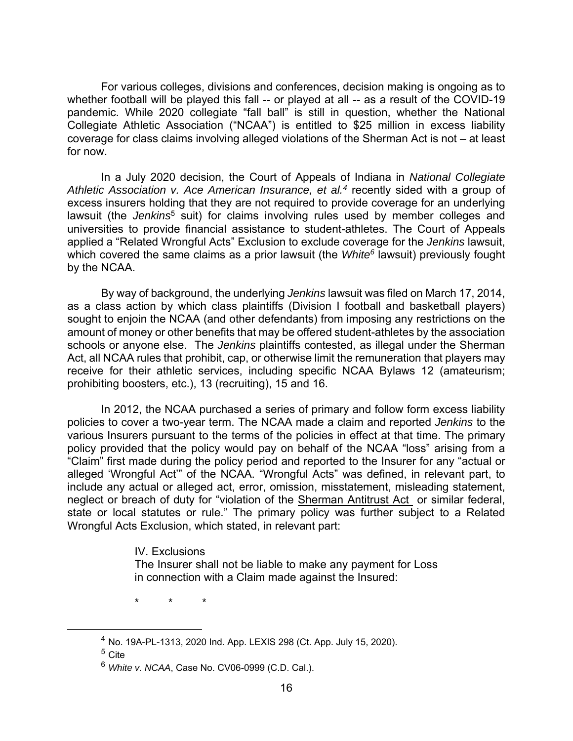For various colleges, divisions and conferences, decision making is ongoing as to whether football will be played this fall -- or played at all -- as a result of the COVID-19 pandemic. While 2020 collegiate "fall ball" is still in question, whether the National Collegiate Athletic Association ("NCAA") is entitled to $25 million in excess liability coverage for class claims involving alleged violations of the Sherman Act is not – at least for now.

In a July 2020 decision, the Court of Appeals of Indiana in *National Collegiate Athletic Association v. Ace American Insurance, et al.*[4] recently sided with a group of excess insurers holding that they are not required to provide coverage for an underlying lawsuit (the *Jenkins*[5] suit) for claims involving rules used by member colleges and universities to provide financial assistance to student-athletes. The Court of Appeals applied a "Related Wrongful Acts" Exclusion to exclude coverage for the *Jenkins* lawsuit, which covered the same claims as a prior lawsuit (the *White*[6] lawsuit) previously fought by the NCAA.

By way of background, the underlying *Jenkins* lawsuit was filed on March 17, 2014, as a class action by which class plaintiffs (Division I football and basketball players) sought to enjoin the NCAA (and other defendants) from imposing any restrictions on the amount of money or other benefits that may be offered student-athletes by the association schools or anyone else. The *Jenkins* plaintiffs contested, as illegal under the Sherman Act, all NCAA rules that prohibit, cap, or otherwise limit the remuneration that players may receive for their athletic services, including specific NCAA Bylaws 12 (amateurism; prohibiting boosters, etc.), 13 (recruiting), 15 and 16.

In 2012, the NCAA purchased a series of primary and follow form excess liability policies to cover a two-year term. The NCAA made a claim and reported *Jenkins* to the various Insurers pursuant to the terms of the policies in effect at that time. The primary policy provided that the policy would pay on behalf of the NCAA "loss" arising from a "Claim" first made during the policy period and reported to the Insurer for any "actual or alleged 'Wrongful Act'" of the NCAA. "Wrongful Acts" was defined, in relevant part, to include any actual or alleged act, error, omission, misstatement, misleading statement, neglect or breach of duty for "violation of the Sherman Antitrust Act or similar federal, state or local statutes or rule." The primary policy was further subject to a Related Wrongful Acts Exclusion, which stated, in relevant part:

> IV. Exclusions
> The Insurer shall not be liable to make any payment for Loss in connection with a Claim made against the Insured:
>
> \* \* \*

---

[4] No. 19A-PL-1313, 2020 Ind. App. LEXIS 298 (Ct. App. July 15, 2020).

[5] Cite

[6] *White v. NCAA*, Case No. CV06-0999 (C.D. Cal.).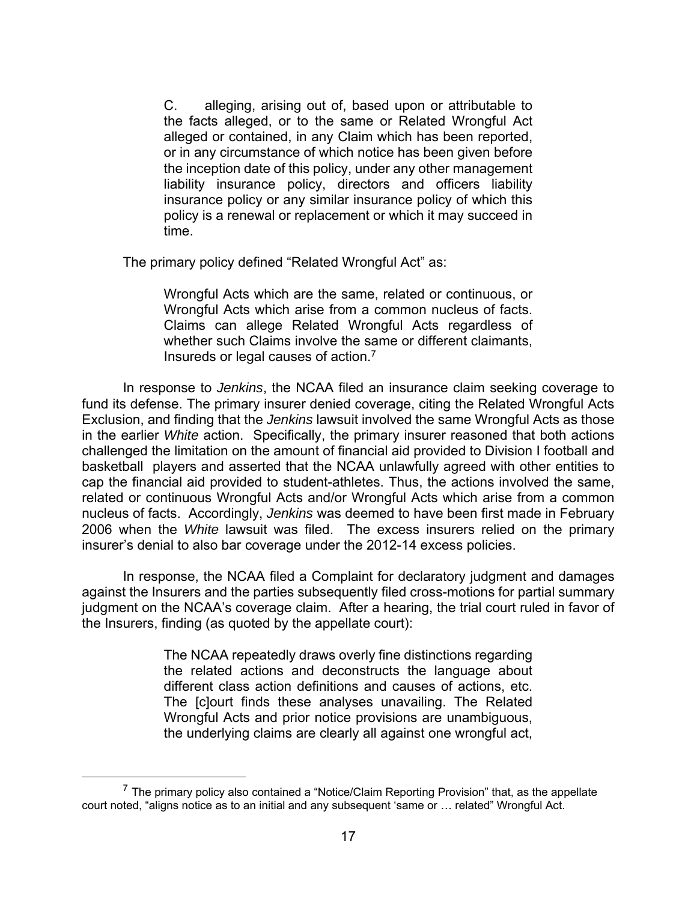> C. alleging, arising out of, based upon or attributable to the facts alleged, or to the same or Related Wrongful Act alleged or contained, in any Claim which has been reported, or in any circumstance of which notice has been given before the inception date of this policy, under any other management liability insurance policy, directors and officers liability insurance policy or any similar insurance policy of which this policy is a renewal or replacement or which it may succeed in time.

The primary policy defined "Related Wrongful Act" as:

> Wrongful Acts which are the same, related or continuous, or Wrongful Acts which arise from a common nucleus of facts. Claims can allege Related Wrongful Acts regardless of whether such Claims involve the same or different claimants, Insureds or legal causes of action.[7]

In response to *Jenkins*, the NCAA filed an insurance claim seeking coverage to fund its defense. The primary insurer denied coverage, citing the Related Wrongful Acts Exclusion, and finding that the *Jenkins* lawsuit involved the same Wrongful Acts as those in the earlier *White* action. Specifically, the primary insurer reasoned that both actions challenged the limitation on the amount of financial aid provided to Division I football and basketball players and asserted that the NCAA unlawfully agreed with other entities to cap the financial aid provided to student-athletes. Thus, the actions involved the same, related or continuous Wrongful Acts and/or Wrongful Acts which arise from a common nucleus of facts. Accordingly, *Jenkins* was deemed to have been first made in February 2006 when the *White* lawsuit was filed. The excess insurers relied on the primary insurer's denial to also bar coverage under the 2012-14 excess policies.

In response, the NCAA filed a Complaint for declaratory judgment and damages against the Insurers and the parties subsequently filed cross-motions for partial summary judgment on the NCAA's coverage claim. After a hearing, the trial court ruled in favor of the Insurers, finding (as quoted by the appellate court):

> The NCAA repeatedly draws overly fine distinctions regarding the related actions and deconstructs the language about different class action definitions and causes of actions, etc. The [c]ourt finds these analyses unavailing. The Related Wrongful Acts and prior notice provisions are unambiguous, the underlying claims are clearly all against one wrongful act,

[7] The primary policy also contained a "Notice/Claim Reporting Provision" that, as the appellate court noted, "aligns notice as to an initial and any subsequent 'same or … related" Wrongful Act.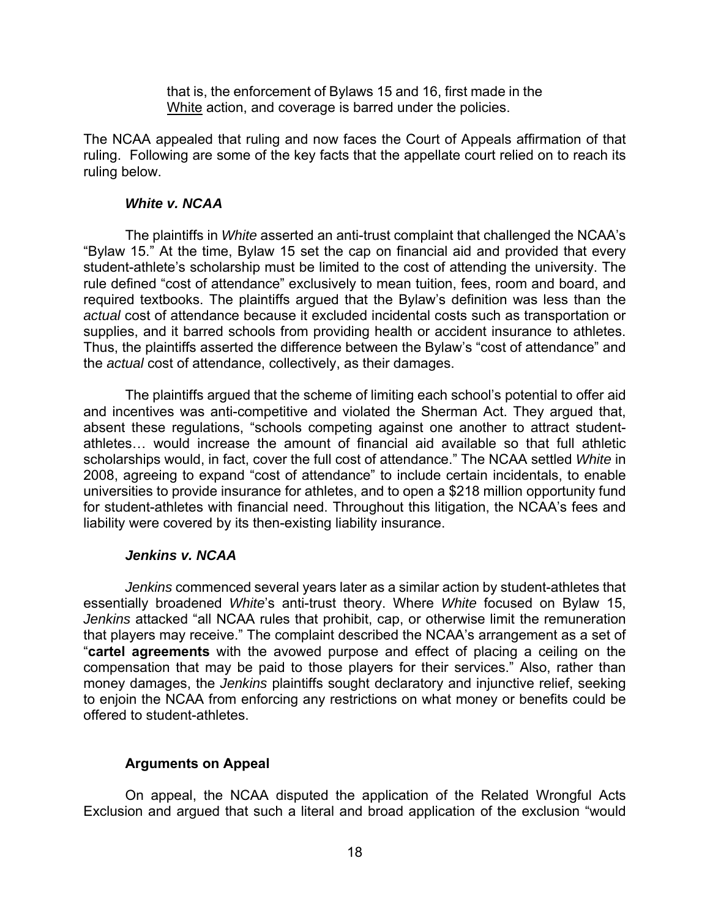that is, the enforcement of Bylaws 15 and 16, first made in the White action, and coverage is barred under the policies.

The NCAA appealed that ruling and now faces the Court of Appeals affirmation of that ruling. Following are some of the key facts that the appellate court relied on to reach its ruling below.

### *White v. NCAA*

The plaintiffs in *White* asserted an anti-trust complaint that challenged the NCAA's "Bylaw 15." At the time, Bylaw 15 set the cap on financial aid and provided that every student-athlete's scholarship must be limited to the cost of attending the university. The rule defined "cost of attendance" exclusively to mean tuition, fees, room and board, and required textbooks. The plaintiffs argued that the Bylaw's definition was less than the *actual* cost of attendance because it excluded incidental costs such as transportation or supplies, and it barred schools from providing health or accident insurance to athletes. Thus, the plaintiffs asserted the difference between the Bylaw's "cost of attendance" and the *actual* cost of attendance, collectively, as their damages.

The plaintiffs argued that the scheme of limiting each school's potential to offer aid and incentives was anti-competitive and violated the Sherman Act. They argued that, absent these regulations, "schools competing against one another to attract student-athletes… would increase the amount of financial aid available so that full athletic scholarships would, in fact, cover the full cost of attendance." The NCAA settled *White* in 2008, agreeing to expand "cost of attendance" to include certain incidentals, to enable universities to provide insurance for athletes, and to open a $218 million opportunity fund for student-athletes with financial need. Throughout this litigation, the NCAA's fees and liability were covered by its then-existing liability insurance.

### *Jenkins v. NCAA*

*Jenkins* commenced several years later as a similar action by student-athletes that essentially broadened *White*'s anti-trust theory. Where *White* focused on Bylaw 15, *Jenkins* attacked "all NCAA rules that prohibit, cap, or otherwise limit the remuneration that players may receive." The complaint described the NCAA's arrangement as a set of "**cartel agreements** with the avowed purpose and effect of placing a ceiling on the compensation that may be paid to those players for their services." Also, rather than money damages, the *Jenkins* plaintiffs sought declaratory and injunctive relief, seeking to enjoin the NCAA from enforcing any restrictions on what money or benefits could be offered to student-athletes.

### Arguments on Appeal

On appeal, the NCAA disputed the application of the Related Wrongful Acts Exclusion and argued that such a literal and broad application of the exclusion "would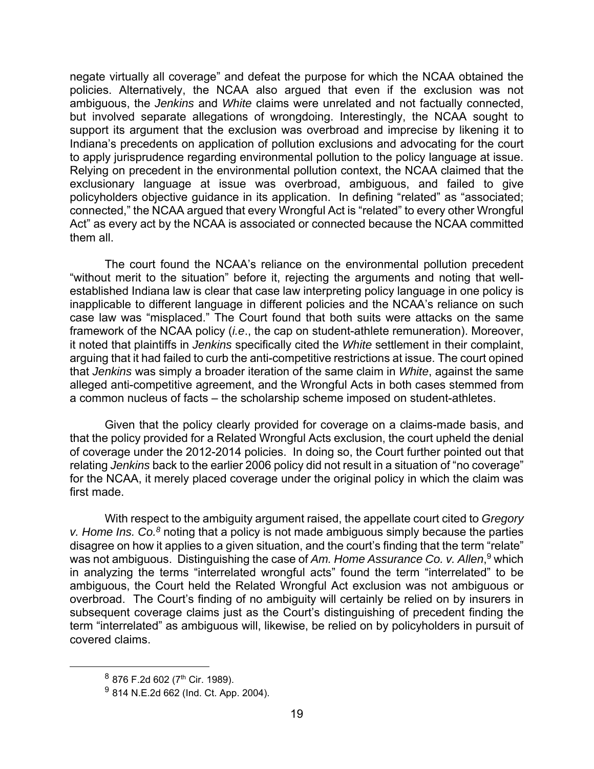negate virtually all coverage" and defeat the purpose for which the NCAA obtained the policies. Alternatively, the NCAA also argued that even if the exclusion was not ambiguous, the *Jenkins* and *White* claims were unrelated and not factually connected, but involved separate allegations of wrongdoing. Interestingly, the NCAA sought to support its argument that the exclusion was overbroad and imprecise by likening it to Indiana's precedents on application of pollution exclusions and advocating for the court to apply jurisprudence regarding environmental pollution to the policy language at issue. Relying on precedent in the environmental pollution context, the NCAA claimed that the exclusionary language at issue was overbroad, ambiguous, and failed to give policyholders objective guidance in its application. In defining "related" as "associated; connected," the NCAA argued that every Wrongful Act is "related" to every other Wrongful Act" as every act by the NCAA is associated or connected because the NCAA committed them all.

The court found the NCAA's reliance on the environmental pollution precedent "without merit to the situation" before it, rejecting the arguments and noting that well-established Indiana law is clear that case law interpreting policy language in one policy is inapplicable to different language in different policies and the NCAA's reliance on such case law was "misplaced." The Court found that both suits were attacks on the same framework of the NCAA policy (*i.e*., the cap on student-athlete remuneration). Moreover, it noted that plaintiffs in *Jenkins* specifically cited the *White* settlement in their complaint, arguing that it had failed to curb the anti-competitive restrictions at issue. The court opined that *Jenkins* was simply a broader iteration of the same claim in *White*, against the same alleged anti-competitive agreement, and the Wrongful Acts in both cases stemmed from a common nucleus of facts – the scholarship scheme imposed on student-athletes.

Given that the policy clearly provided for coverage on a claims-made basis, and that the policy provided for a Related Wrongful Acts exclusion, the court upheld the denial of coverage under the 2012-2014 policies. In doing so, the Court further pointed out that relating *Jenkins* back to the earlier 2006 policy did not result in a situation of "no coverage" for the NCAA, it merely placed coverage under the original policy in which the claim was first made.

With respect to the ambiguity argument raised, the appellate court cited to *Gregory v. Home Ins. Co.*[8] noting that a policy is not made ambiguous simply because the parties disagree on how it applies to a given situation, and the court's finding that the term "relate" was not ambiguous. Distinguishing the case of *Am. Home Assurance Co. v. Allen*,[9] which in analyzing the terms "interrelated wrongful acts" found the term "interrelated" to be ambiguous, the Court held the Related Wrongful Act exclusion was not ambiguous or overbroad. The Court's finding of no ambiguity will certainly be relied on by insurers in subsequent coverage claims just as the Court's distinguishing of precedent finding the term "interrelated" as ambiguous will, likewise, be relied on by policyholders in pursuit of covered claims.

---

[8] 876 F.2d 602 (7th Cir. 1989).

[9] 814 N.E.2d 662 (Ind. Ct. App. 2004).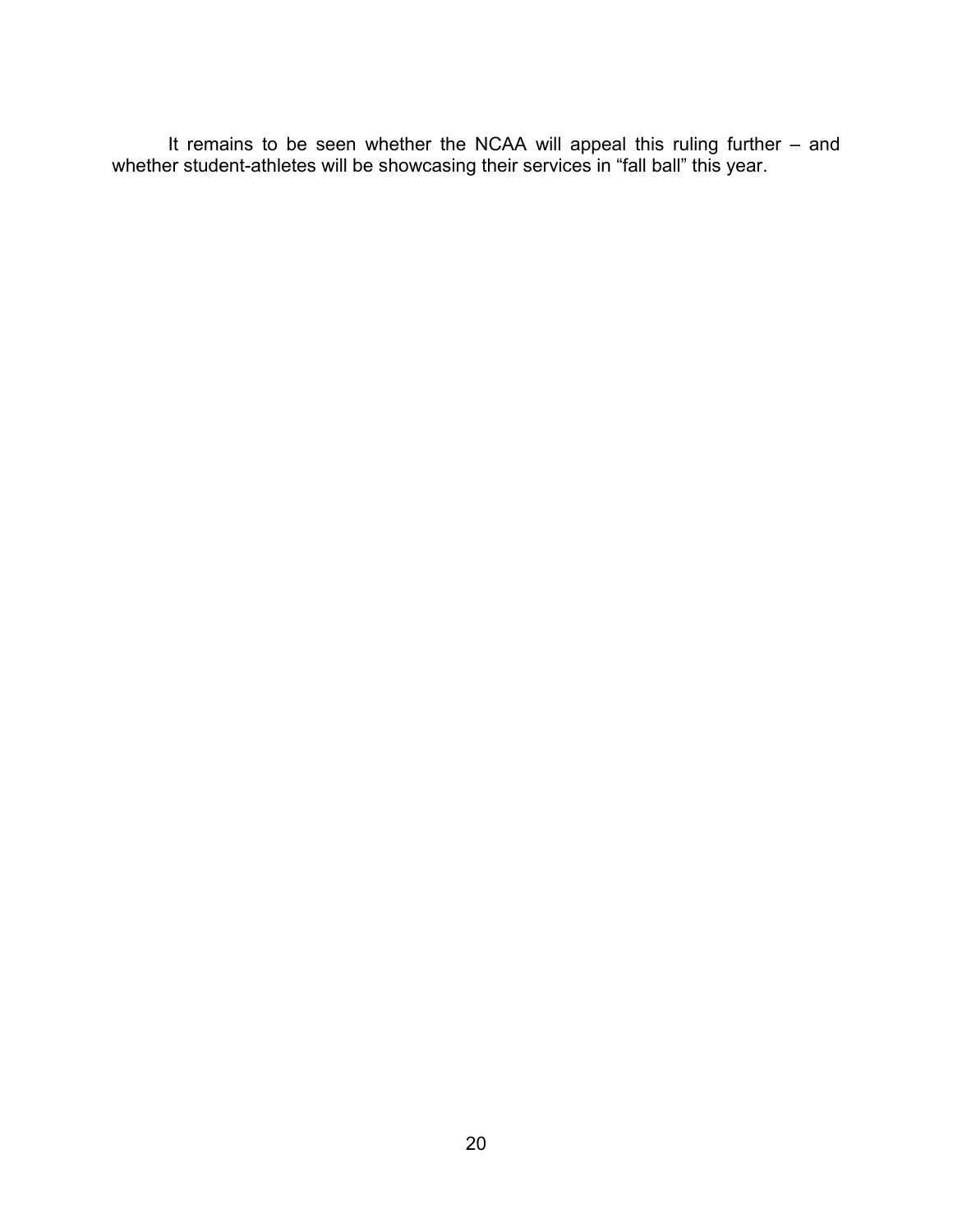It remains to be seen whether the NCAA will appeal this ruling further – and whether student-athletes will be showcasing their services in "fall ball" this year.